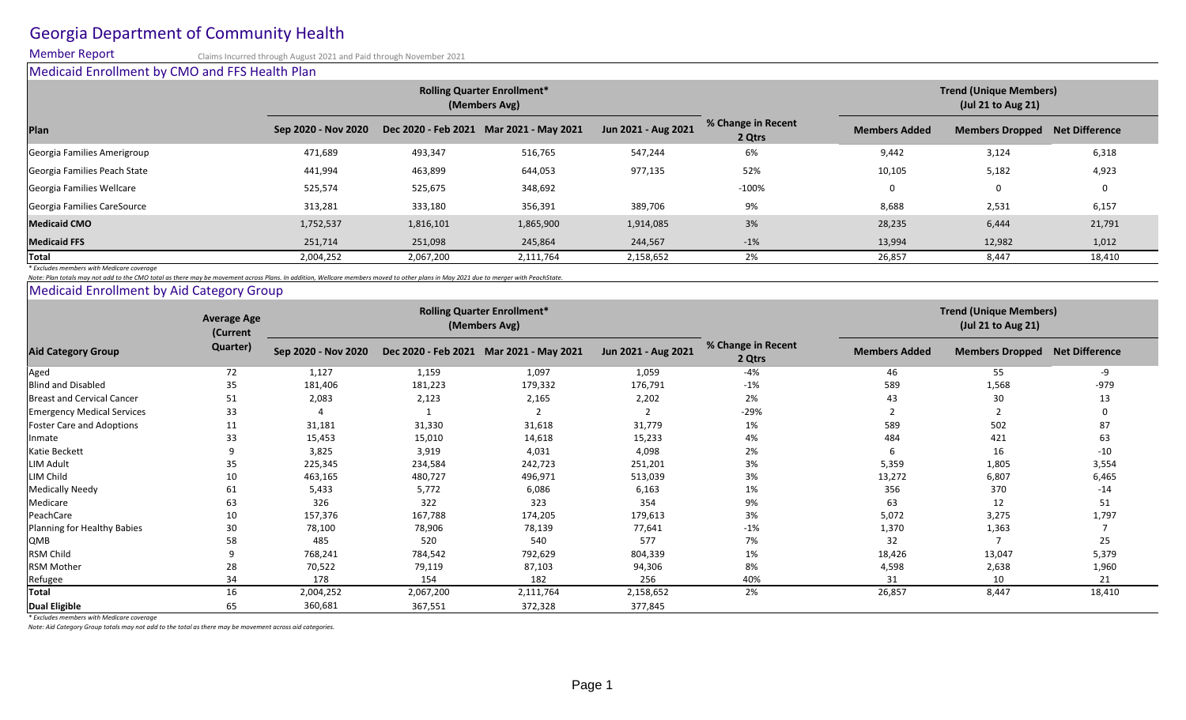# Georgia Department of Community Health

## Member Report

Claims Incurred through August 2021 and Paid through November 2021

### Medicaid Enrollment by CMO and FFS Health Plan

| Plan | Rolling Quarter Enrollment* (Members Avg) | | | | | Trend (Unique Members) (Jul 21 to Aug 21) | | |
|---|---|---|---|---|---|---|---|---|
| | Sep 2020 - Nov 2020 | Dec 2020 - Feb 2021 | Mar 2021 - May 2021 | Jun 2021 - Aug 2021 | % Change in Recent 2 Qtrs | Members Added | Members Dropped | Net Difference |
| Georgia Families Amerigroup | 471,689 | 493,347 | 516,765 | 547,244 | 6% | 9,442 | 3,124 | 6,318 |
| Georgia Families Peach State | 441,994 | 463,899 | 644,053 | 977,135 | 52% | 10,105 | 5,182 | 4,923 |
| Georgia Families Wellcare | 525,574 | 525,675 | 348,692 | | -100% | 0 | 0 | 0 |
| Georgia Families CareSource | 313,281 | 333,180 | 356,391 | 389,706 | 9% | 8,688 | 2,531 | 6,157 |
| **Medicaid CMO** | 1,752,537 | 1,816,101 | 1,865,900 | 1,914,085 | 3% | 28,235 | 6,444 | 21,791 |
| **Medicaid FFS** | 251,714 | 251,098 | 245,864 | 244,567 | -1% | 13,994 | 12,982 | 1,012 |
| **Total** | 2,004,252 | 2,067,200 | 2,111,764 | 2,158,652 | 2% | 26,857 | 8,447 | 18,410 |

*\* Excludes members with Medicare coverage*

*Note: Plan totals may not add to the CMO total as there may be movement across Plans. In addition, Wellcare members moved to other plans in May 2021 due to merger with PeachState.*

### Medicaid Enrollment by Aid Category Group

| Aid Category Group | Average Age (Current Quarter) | Rolling Quarter Enrollment* (Members Avg) | | | | | Trend (Unique Members) (Jul 21 to Aug 21) | | |
|---|---|---|---|---|---|---|---|---|---|
| | | Sep 2020 - Nov 2020 | Dec 2020 - Feb 2021 | Mar 2021 - May 2021 | Jun 2021 - Aug 2021 | % Change in Recent 2 Qtrs | Members Added | Members Dropped | Net Difference |
| Aged | 72 | 1,127 | 1,159 | 1,097 | 1,059 | -4% | 46 | 55 | -9 |
| Blind and Disabled | 35 | 181,406 | 181,223 | 179,332 | 176,791 | -1% | 589 | 1,568 | -979 |
| Breast and Cervical Cancer | 51 | 2,083 | 2,123 | 2,165 | 2,202 | 2% | 43 | 30 | 13 |
| Emergency Medical Services | 33 | 4 | 1 | 2 | 2 | -29% | 2 | 2 | 0 |
| Foster Care and Adoptions | 11 | 31,181 | 31,330 | 31,618 | 31,779 | 1% | 589 | 502 | 87 |
| Inmate | 33 | 15,453 | 15,010 | 14,618 | 15,233 | 4% | 484 | 421 | 63 |
| Katie Beckett | 9 | 3,825 | 3,919 | 4,031 | 4,098 | 2% | 6 | 16 | -10 |
| LIM Adult | 35 | 225,345 | 234,584 | 242,723 | 251,201 | 3% | 5,359 | 1,805 | 3,554 |
| LIM Child | 10 | 463,165 | 480,727 | 496,971 | 513,039 | 3% | 13,272 | 6,807 | 6,465 |
| Medically Needy | 61 | 5,433 | 5,772 | 6,086 | 6,163 | 1% | 356 | 370 | -14 |
| Medicare | 63 | 326 | 322 | 323 | 354 | 9% | 63 | 12 | 51 |
| PeachCare | 10 | 157,376 | 167,788 | 174,205 | 179,613 | 3% | 5,072 | 3,275 | 1,797 |
| Planning for Healthy Babies | 30 | 78,100 | 78,906 | 78,139 | 77,641 | -1% | 1,370 | 1,363 | 7 |
| QMB | 58 | 485 | 520 | 540 | 577 | 7% | 32 | 7 | 25 |
| RSM Child | 9 | 768,241 | 784,542 | 792,629 | 804,339 | 1% | 18,426 | 13,047 | 5,379 |
| RSM Mother | 28 | 70,522 | 79,119 | 87,103 | 94,306 | 8% | 4,598 | 2,638 | 1,960 |
| Refugee | 34 | 178 | 154 | 182 | 256 | 40% | 31 | 10 | 21 |
| **Total** | 16 | 2,004,252 | 2,067,200 | 2,111,764 | 2,158,652 | 2% | 26,857 | 8,447 | 18,410 |
| **Dual Eligible** | 65 | 360,681 | 367,551 | 372,328 | 377,845 | | | | |

*\* Excludes members with Medicare coverage*

*Note: Aid Category Group totals may not add to the total as there may be movement across aid categories.*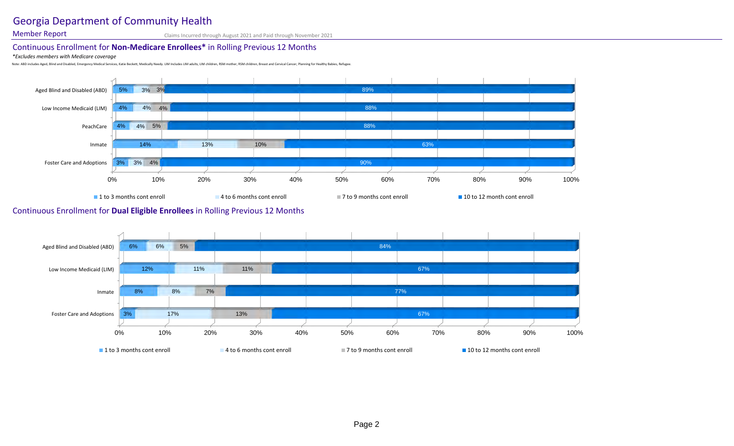# Georgia Department of Community Health

## Member Report

Claims Incurred through August 2021 and Paid through November 2021

### Continuous Enrollment for **Non-Medicare Enrollees*** in Rolling Previous 12 Months

*\*Excludes members with Medicare coverage*

Note: ABD includes Aged, Blind and Disabled, Emergency Medical Services, Katie Beckett, Medically Needy. LIM includes LIM adults, LIM children, RSM mother, RSM children, Breast and Cervical Cancer, Planning for Healthy Babies, Refugee.

Aged Blind and Disabled (ABD): 5% 3% 3% 89%

Low Income Medicaid (LIM): 4% 4% 4% 88%

PeachCare: 4% 4% 5% 88%

Inmate: 14% 13% 10% 63%

Foster Care and Adoptions: 3% 3% 4% 90%

0% 10% 20% 30% 40% 50% 60% 70% 80% 90% 100%

1 to 3 months cont enroll
4 to 6 months cont enroll
7 to 9 months cont enroll
10 to 12 month cont enroll

### Continuous Enrollment for **Dual Eligible Enrollees** in Rolling Previous 12 Months

Aged Blind and Disabled (ABD): 6% 6% 5% 84%

Low Income Medicaid (LIM): 12% 11% 11% 67%

Inmate: 8% 8% 7% 77%

Foster Care and Adoptions: 3% 17% 13% 67%

0% 10% 20% 30% 40% 50% 60% 70% 80% 90% 100%

1 to 3 months cont enroll
4 to 6 months cont enroll
7 to 9 months cont enroll
10 to 12 months cont enroll